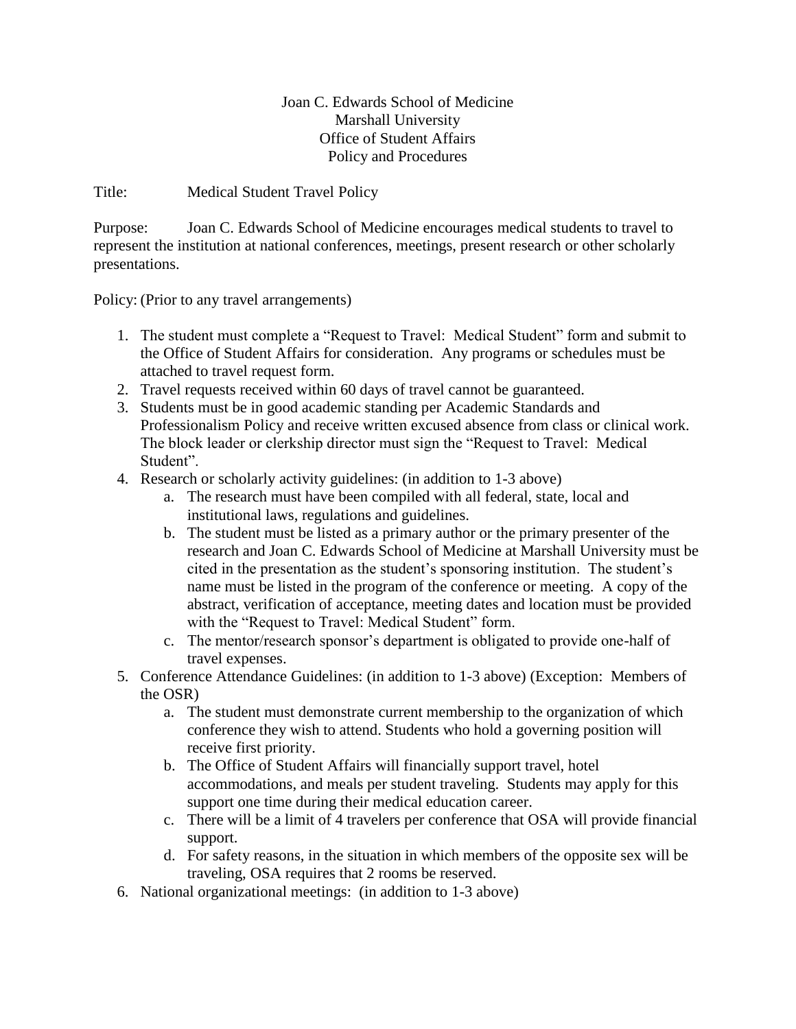Joan C. Edwards School of Medicine
Marshall University
Office of Student Affairs
Policy and Procedures

Title: Medical Student Travel Policy

Purpose: Joan C. Edwards School of Medicine encourages medical students to travel to represent the institution at national conferences, meetings, present research or other scholarly presentations.

Policy: (Prior to any travel arrangements)

1. The student must complete a "Request to Travel: Medical Student" form and submit to the Office of Student Affairs for consideration. Any programs or schedules must be attached to travel request form.
2. Travel requests received within 60 days of travel cannot be guaranteed.
3. Students must be in good academic standing per Academic Standards and Professionalism Policy and receive written excused absence from class or clinical work. The block leader or clerkship director must sign the "Request to Travel: Medical Student".
4. Research or scholarly activity guidelines: (in addition to 1-3 above)
   a. The research must have been compiled with all federal, state, local and institutional laws, regulations and guidelines.
   b. The student must be listed as a primary author or the primary presenter of the research and Joan C. Edwards School of Medicine at Marshall University must be cited in the presentation as the student's sponsoring institution. The student's name must be listed in the program of the conference or meeting. A copy of the abstract, verification of acceptance, meeting dates and location must be provided with the "Request to Travel: Medical Student" form.
   c. The mentor/research sponsor's department is obligated to provide one-half of travel expenses.
5. Conference Attendance Guidelines: (in addition to 1-3 above) (Exception: Members of the OSR)
   a. The student must demonstrate current membership to the organization of which conference they wish to attend. Students who hold a governing position will receive first priority.
   b. The Office of Student Affairs will financially support travel, hotel accommodations, and meals per student traveling. Students may apply for this support one time during their medical education career.
   c. There will be a limit of 4 travelers per conference that OSA will provide financial support.
   d. For safety reasons, in the situation in which members of the opposite sex will be traveling, OSA requires that 2 rooms be reserved.
6. National organizational meetings: (in addition to 1-3 above)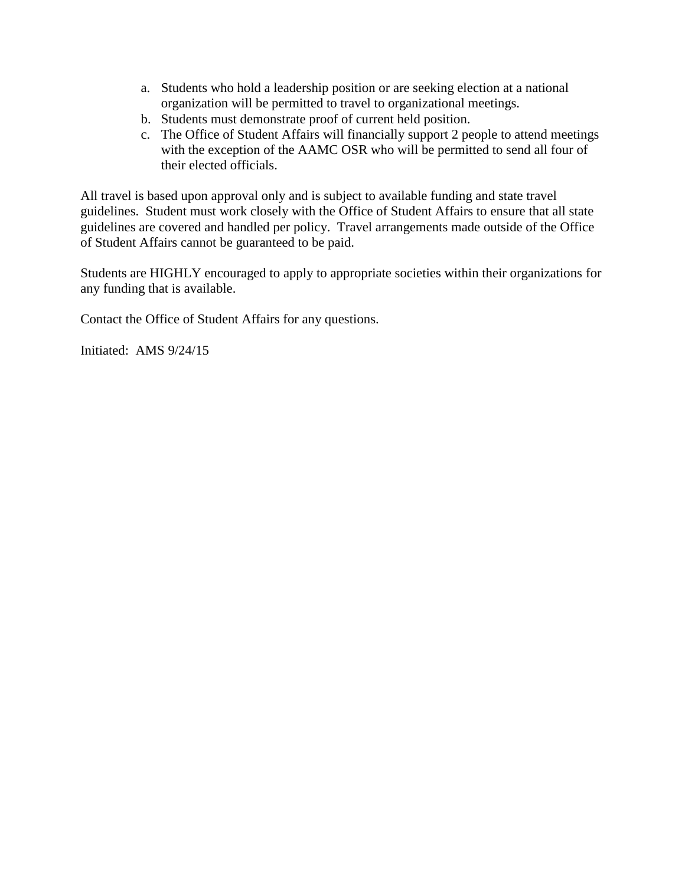a. Students who hold a leadership position or are seeking election at a national organization will be permitted to travel to organizational meetings.
b. Students must demonstrate proof of current held position.
c. The Office of Student Affairs will financially support 2 people to attend meetings with the exception of the AAMC OSR who will be permitted to send all four of their elected officials.

All travel is based upon approval only and is subject to available funding and state travel guidelines. Student must work closely with the Office of Student Affairs to ensure that all state guidelines are covered and handled per policy. Travel arrangements made outside of the Office of Student Affairs cannot be guaranteed to be paid.

Students are HIGHLY encouraged to apply to appropriate societies within their organizations for any funding that is available.

Contact the Office of Student Affairs for any questions.

Initiated: AMS 9/24/15